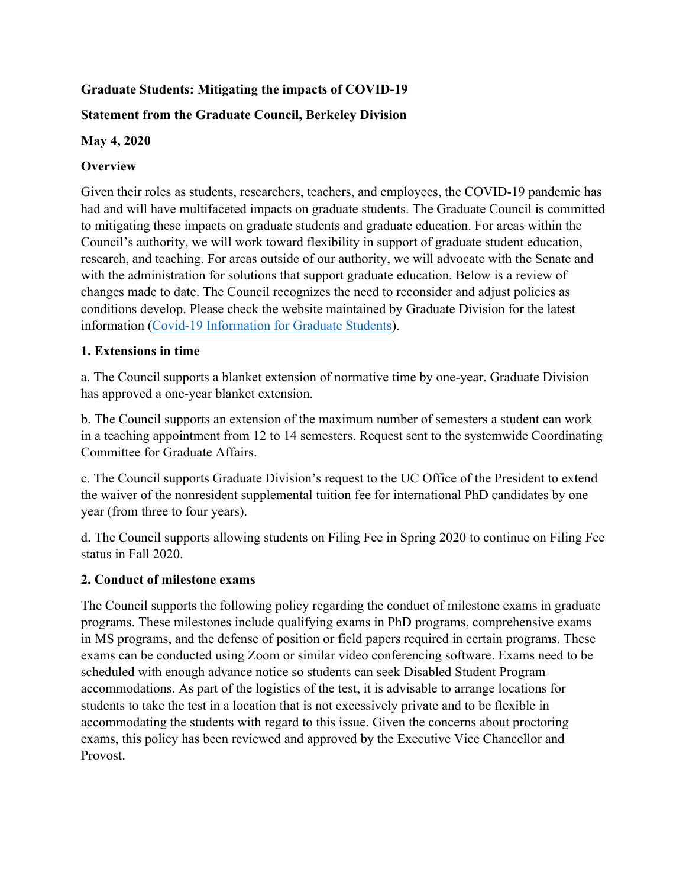**Graduate Students: Mitigating the impacts of COVID-19**

**Statement from the Graduate Council, Berkeley Division**

**May 4, 2020**

**Overview**

Given their roles as students, researchers, teachers, and employees, the COVID-19 pandemic has had and will have multifaceted impacts on graduate students. The Graduate Council is committed to mitigating these impacts on graduate students and graduate education. For areas within the Council's authority, we will work toward flexibility in support of graduate student education, research, and teaching. For areas outside of our authority, we will advocate with the Senate and with the administration for solutions that support graduate education. Below is a review of changes made to date. The Council recognizes the need to reconsider and adjust policies as conditions develop. Please check the website maintained by Graduate Division for the latest information ([Covid-19 Information for Graduate Students]()).

**1. Extensions in time**

a. The Council supports a blanket extension of normative time by one-year. Graduate Division has approved a one-year blanket extension.

b. The Council supports an extension of the maximum number of semesters a student can work in a teaching appointment from 12 to 14 semesters. Request sent to the systemwide Coordinating Committee for Graduate Affairs.

c. The Council supports Graduate Division's request to the UC Office of the President to extend the waiver of the nonresident supplemental tuition fee for international PhD candidates by one year (from three to four years).

d. The Council supports allowing students on Filing Fee in Spring 2020 to continue on Filing Fee status in Fall 2020.

**2. Conduct of milestone exams**

The Council supports the following policy regarding the conduct of milestone exams in graduate programs. These milestones include qualifying exams in PhD programs, comprehensive exams in MS programs, and the defense of position or field papers required in certain programs. These exams can be conducted using Zoom or similar video conferencing software. Exams need to be scheduled with enough advance notice so students can seek Disabled Student Program accommodations. As part of the logistics of the test, it is advisable to arrange locations for students to take the test in a location that is not excessively private and to be flexible in accommodating the students with regard to this issue. Given the concerns about proctoring exams, this policy has been reviewed and approved by the Executive Vice Chancellor and Provost.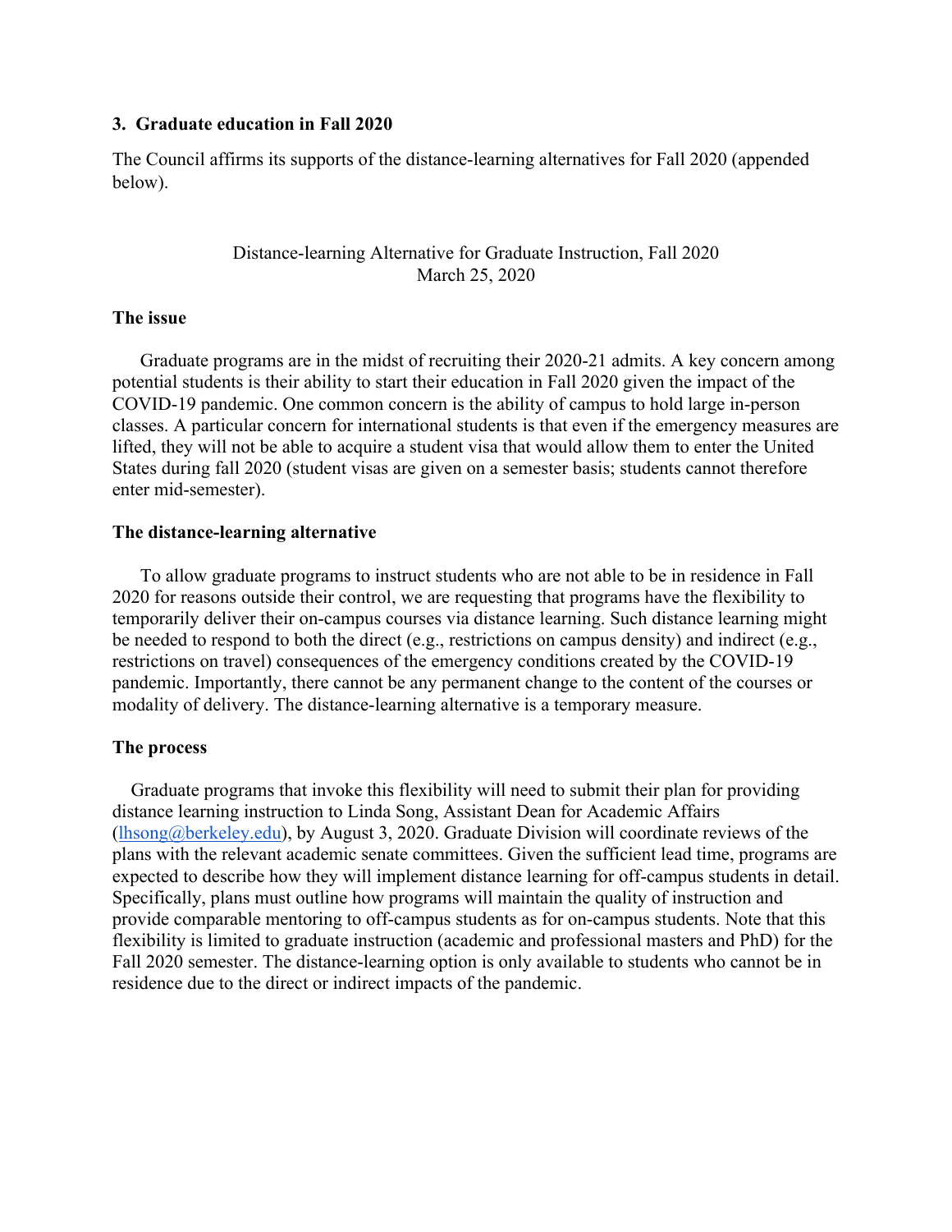### 3. Graduate education in Fall 2020

The Council affirms its supports of the distance-learning alternatives for Fall 2020 (appended below).

Distance-learning Alternative for Graduate Instruction, Fall 2020
March 25, 2020

**The issue**

Graduate programs are in the midst of recruiting their 2020-21 admits. A key concern among potential students is their ability to start their education in Fall 2020 given the impact of the COVID-19 pandemic. One common concern is the ability of campus to hold large in-person classes. A particular concern for international students is that even if the emergency measures are lifted, they will not be able to acquire a student visa that would allow them to enter the United States during fall 2020 (student visas are given on a semester basis; students cannot therefore enter mid-semester).

**The distance-learning alternative**

To allow graduate programs to instruct students who are not able to be in residence in Fall 2020 for reasons outside their control, we are requesting that programs have the flexibility to temporarily deliver their on-campus courses via distance learning. Such distance learning might be needed to respond to both the direct (e.g., restrictions on campus density) and indirect (e.g., restrictions on travel) consequences of the emergency conditions created by the COVID-19 pandemic. Importantly, there cannot be any permanent change to the content of the courses or modality of delivery. The distance-learning alternative is a temporary measure.

**The process**

Graduate programs that invoke this flexibility will need to submit their plan for providing distance learning instruction to Linda Song, Assistant Dean for Academic Affairs (lhsong@berkeley.edu), by August 3, 2020. Graduate Division will coordinate reviews of the plans with the relevant academic senate committees. Given the sufficient lead time, programs are expected to describe how they will implement distance learning for off-campus students in detail. Specifically, plans must outline how programs will maintain the quality of instruction and provide comparable mentoring to off-campus students as for on-campus students. Note that this flexibility is limited to graduate instruction (academic and professional masters and PhD) for the Fall 2020 semester. The distance-learning option is only available to students who cannot be in residence due to the direct or indirect impacts of the pandemic.